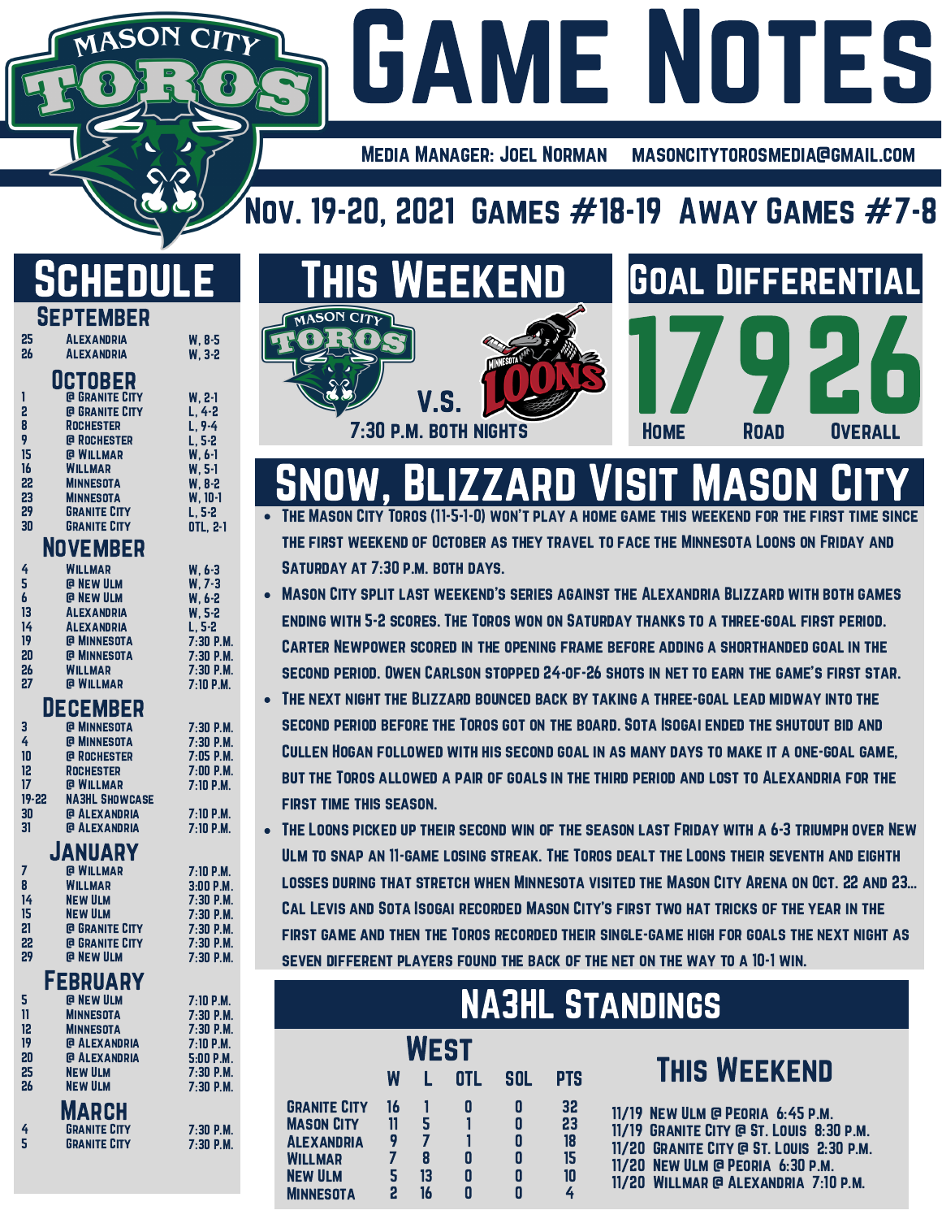# Game Notes

Mason City Toros

Media Manager: Joel Norman    masoncitytorosmedia@gmail.com

## Nov. 19-20, 2021 Games #18-19 Away Games #7-8

## Schedule

### September

| | | |
|---|---|---|
| 25 | Alexandria | W, 8-5 |
| 26 | Alexandria | W, 3-2 |

### October

| | | |
|---|---|---|
| 1 | @ Granite City | W, 2-1 |
| 2 | @ Granite City | L, 4-2 |
| 8 | Rochester | L, 9-4 |
| 9 | @ Rochester | L, 5-2 |
| 15 | @ Willmar | W, 6-1 |
| 16 | Willmar | W, 5-1 |
| 22 | Minnesota | W, 8-2 |
| 23 | Minnesota | W, 10-1 |
| 29 | Granite City | L, 5-2 |
| 30 | Granite City | OTL, 2-1 |

### November

| | | |
|---|---|---|
| 4 | Willmar | W, 6-3 |
| 5 | @ New Ulm | W, 7-3 |
| 6 | @ New Ulm | W, 6-2 |
| 13 | Alexandria | W, 5-2 |
| 14 | Alexandria | L, 5-2 |
| 19 | @ Minnesota | 7:30 P.M. |
| 20 | @ Minnesota | 7:30 P.M. |
| 26 | Willmar | 7:30 P.M. |
| 27 | @ Willmar | 7:10 P.M. |

### December

| | | |
|---|---|---|
| 3 | @ Minnesota | 7:30 P.M. |
| 4 | @ Minnesota | 7:30 P.M. |
| 10 | @ Rochester | 7:05 P.M. |
| 12 | Rochester | 7:00 P.M. |
| 17 | @ Willmar | 7:10 P.M. |
| 19-22 | NA3HL Showcase | |
| 30 | @ Alexandria | 7:10 P.M. |
| 31 | @ Alexandria | 7:10 P.M. |

### January

| | | |
|---|---|---|
| 7 | @ Willmar | 7:10 P.M. |
| 8 | Willmar | 3:00 P.M. |
| 14 | New Ulm | 7:30 P.M. |
| 15 | New Ulm | 7:30 P.M. |
| 21 | @ Granite City | 7:30 P.M. |
| 22 | @ Granite City | 7:30 P.M. |
| 29 | @ New Ulm | 7:30 P.M. |

### February

| | | |
|---|---|---|
| 5 | @ New Ulm | 7:10 P.M. |
| 11 | Minnesota | 7:30 P.M. |
| 12 | Minnesota | 7:30 P.M. |
| 19 | @ Alexandria | 7:10 P.M. |
| 20 | @ Alexandria | 5:00 P.M. |
| 25 | New Ulm | 7:30 P.M. |
| 26 | New Ulm | 7:30 P.M. |

### March

| | | |
|---|---|---|
| 4 | Granite City | 7:30 P.M. |
| 5 | Granite City | 7:30 P.M. |

## This Weekend

Mason City Toros V.S. Minnesota Loons

7:30 P.M. Both Nights

## Goal Differential

| Home | Road | Overall |
|---|---|---|
| 17 | 9 | 26 |

## Snow, Blizzard Visit Mason City

- The Mason City Toros (11-5-1-0) won't play a home game this weekend for the first time since the first weekend of October as they travel to face the Minnesota Loons on Friday and Saturday at 7:30 p.m. both days.
- Mason City split last weekend's series against the Alexandria Blizzard with both games ending with 5-2 scores. The Toros won on Saturday thanks to a three-goal first period. Carter Newpower scored in the opening frame before adding a shorthanded goal in the second period. Owen Carlson stopped 24-of-26 shots in net to earn the game's first star.
- The next night the Blizzard bounced back by taking a three-goal lead midway into the second period before the Toros got on the board. Sota Isogai ended the shutout bid and Cullen Hogan followed with his second goal in as many days to make it a one-goal game, but the Toros allowed a pair of goals in the third period and lost to Alexandria for the first time this season.
- The Loons picked up their second win of the season last Friday with a 6-3 triumph over New Ulm to snap an 11-game losing streak. The Toros dealt the Loons their seventh and eighth losses during that stretch when Minnesota visited the Mason City Arena on Oct. 22 and 23... Cal Levis and Sota Isogai recorded Mason City's first two hat tricks of the year in the first game and then the Toros recorded their single-game high for goals the next night as seven different players found the back of the net on the way to a 10-1 win.

## NA3HL Standings

### West

| | W | L | OTL | SOL | PTS |
|---|---|---|---|---|---|
| Granite City | 16 | 1 | 0 | 0 | 32 |
| Mason City | 11 | 5 | 1 | 0 | 23 |
| Alexandria | 9 | 7 | 1 | 0 | 18 |
| Willmar | 7 | 8 | 0 | 0 | 15 |
| New Ulm | 5 | 13 | 0 | 0 | 10 |
| Minnesota | 2 | 16 | 0 | 0 | 4 |

### This Weekend

- 11/19 New Ulm @ Peoria 6:45 P.M.
- 11/19 Granite City @ St. Louis 8:30 P.M.
- 11/20 Granite City @ St. Louis 2:30 P.M.
- 11/20 New Ulm @ Peoria 6:30 P.M.
- 11/20 Willmar @ Alexandria 7:10 P.M.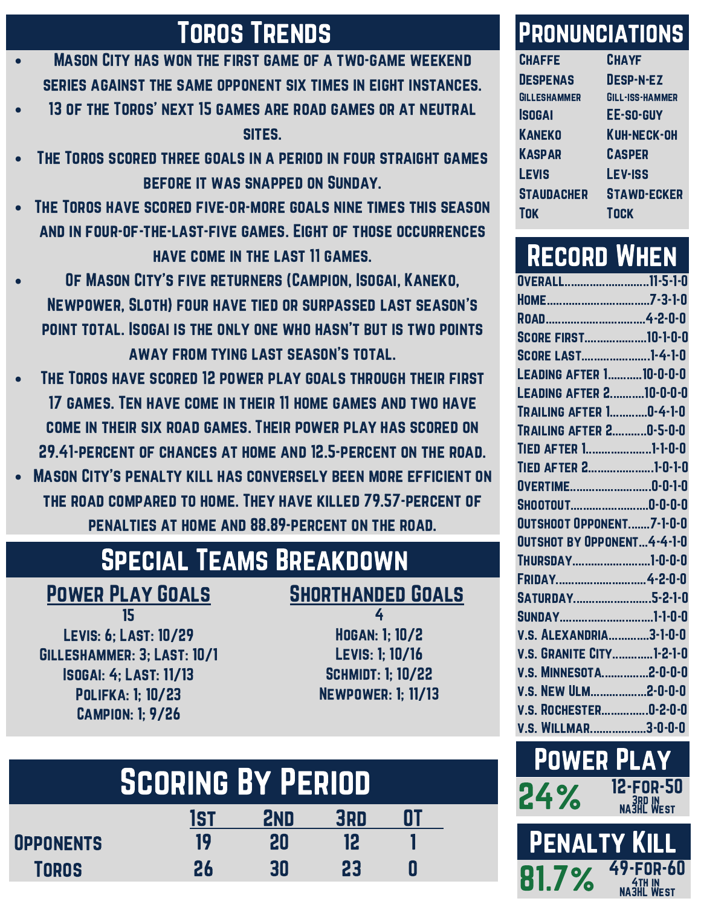## Toros Trends

- Mason City has won the first game of a two-game weekend series against the same opponent six times in eight instances.
- 13 of the Toros' next 15 games are road games or at neutral sites.
- The Toros scored three goals in a period in four straight games before it was snapped on Sunday.
- The Toros have scored five-or-more goals nine times this season and in four-of-the-last-five games. Eight of those occurrences have come in the last 11 games.
- Of Mason City's five returners (Campion, Isogai, Kaneko, Newpower, Sloth) four have tied or surpassed last season's point total. Isogai is the only one who hasn't but is two points away from tying last season's total.
- The Toros have scored 12 power play goals through their first 17 games. Ten have come in their 11 home games and two have come in their six road games. Their power play has scored on 29.41-percent of chances at home and 12.5-percent on the road.
- Mason City's penalty kill has conversely been more efficient on the road compared to home. They have killed 79.57-percent of penalties at home and 88.89-percent on the road.

## Special Teams Breakdown

### Power Play Goals

15

Levis: 6; Last: 10/29
Gilleshammer: 3; Last: 10/1
Isogai: 4; Last: 11/13
Polifka: 1; 10/23
Campion: 1; 9/26

### Shorthanded Goals

4

Hogan: 1; 10/2
Levis: 1; 10/16
Schmidt: 1; 10/22
Newpower: 1; 11/13

## Scoring By Period

| | 1st | 2nd | 3rd | OT |
|---|---|---|---|---|
| Opponents | 19 | 20 | 12 | 1 |
| Toros | 26 | 30 | 23 | 0 |

## Pronunciations

| Name | Pronunciation |
|---|---|
| Chaffe | Chayf |
| Despenas | Desp-n-ez |
| Gilleshammer | Gill-iss-hammer |
| Isogai | Ee-so-guy |
| Kaneko | Kuh-neck-oh |
| Kaspar | Casper |
| Levis | Lev-iss |
| Staudacher | Stawd-ecker |
| Tok | Tock |

## Record When

| | |
|---|---|
| Overall | 11-5-1-0 |
| Home | 7-3-1-0 |
| Road | 4-2-0-0 |
| Score First | 10-1-0-0 |
| Score Last | 1-4-1-0 |
| Leading after 1 | 10-0-0-0 |
| Leading after 2 | 10-0-0-0 |
| Trailing after 1 | 0-4-1-0 |
| Trailing after 2 | 0-5-0-0 |
| Tied after 1 | 1-1-0-0 |
| Tied after 2 | 1-0-1-0 |
| Overtime | 0-0-1-0 |
| Shootout | 0-0-0-0 |
| Outshoot Opponent | 7-1-0-0 |
| Outshot by Opponent | 4-4-1-0 |
| Thursday | 1-0-0-0 |
| Friday | 4-2-0-0 |
| Saturday | 5-2-1-0 |
| Sunday | 1-1-0-0 |
| V.S. Alexandria | 3-1-0-0 |
| V.S. Granite City | 1-2-1-0 |
| V.S. Minnesota | 2-0-0-0 |
| V.S. New Ulm | 2-0-0-0 |
| V.S. Rochester | 0-2-0-0 |
| V.S. Willmar | 3-0-0-0 |

## Power Play

24% — 12-for-50 — 3rd in NA3HL West

## Penalty Kill

81.7% — 49-for-60 — 4th in NA3HL West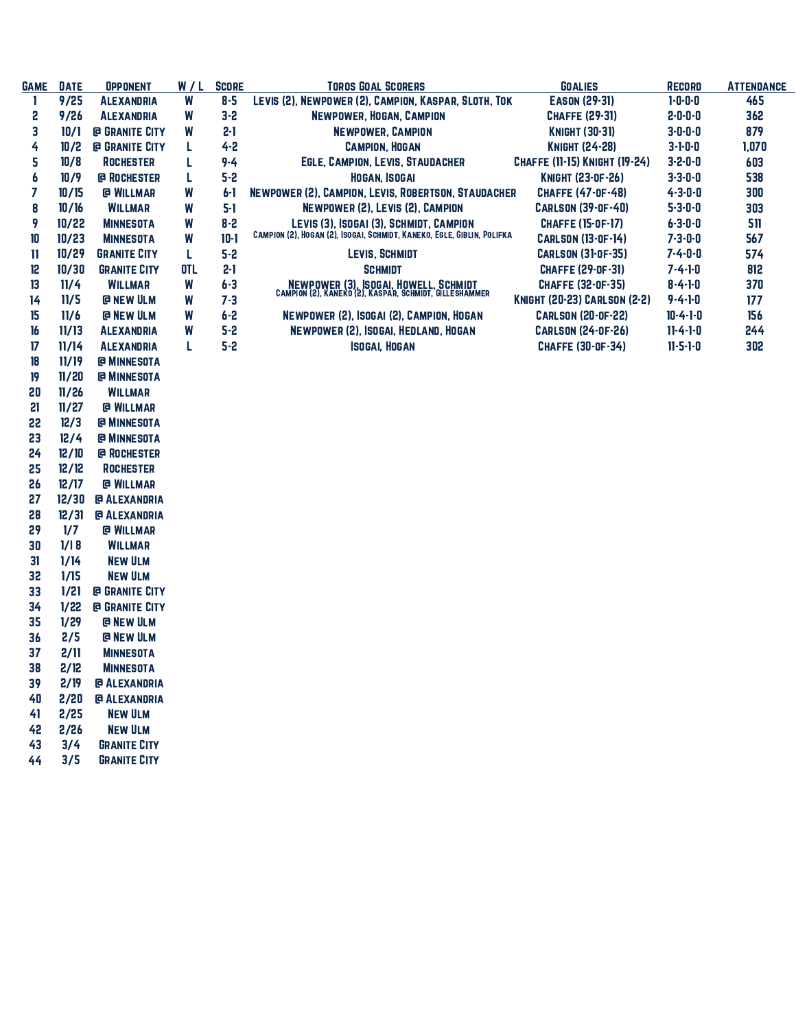| Game | Date | Opponent | W / L | Score | Toros Goal Scorers | Goalies | Record | Attendance |
|---|---|---|---|---|---|---|---|---|
| 1 | 9/25 | Alexandria | W | 8-5 | Levis (2), Newpower (2), Campion, Kaspar, Sloth, Tok | Eason (29-31) | 1-0-0-0 | 465 |
| 2 | 9/26 | Alexandria | W | 3-2 | Newpower, Hogan, Campion | Chaffe (29-31) | 2-0-0-0 | 362 |
| 3 | 10/1 | @ Granite City | W | 2-1 | Newpower, Campion | Knight (30-31) | 3-0-0-0 | 879 |
| 4 | 10/2 | @ Granite City | L | 4-2 | Campion, Hogan | Knight (24-28) | 3-1-0-0 | 1,070 |
| 5 | 10/8 | Rochester | L | 9-4 | Egle, Campion, Levis, Staudacher | Chaffe (11-15) Knight (19-24) | 3-2-0-0 | 603 |
| 6 | 10/9 | @ Rochester | L | 5-2 | Hogan, Isogai | Knight (23-of-26) | 3-3-0-0 | 538 |
| 7 | 10/15 | @ Willmar | W | 6-1 | Newpower (2), Campion, Levis, Robertson, Staudacher | Chaffe (47-of-48) | 4-3-0-0 | 300 |
| 8 | 10/16 | Willmar | W | 5-1 | Newpower (2), Levis (2), Campion | Carlson (39-of-40) | 5-3-0-0 | 303 |
| 9 | 10/22 | Minnesota | W | 8-2 | Levis (3), Isogai (3), Schmidt, Campion | Chaffe (15-of-17) | 6-3-0-0 | 511 |
| 10 | 10/23 | Minnesota | W | 10-1 | Campion (2), Hogan (2), Isogai, Schmidt, Kaneko, Egle, Giblin, Polifka | Carlson (13-of-14) | 7-3-0-0 | 567 |
| 11 | 10/29 | Granite City | L | 5-2 | Levis, Schmidt | Carlson (31-of-35) | 7-4-0-0 | 574 |
| 12 | 10/30 | Granite City | OTL | 2-1 | Schmidt | Chaffe (29-of-31) | 7-4-1-0 | 812 |
| 13 | 11/4 | Willmar | W | 6-3 | Newpower (3), Isogai, Howell, Schmidt | Chaffe (32-of-35) | 8-4-1-0 | 370 |
| 14 | 11/5 | @ New Ulm | W | 7-3 | Campion (2), Kaneko (2), Kaspar, Schmidt, Gilleshammer | Knight (20-23) Carlson (2-2) | 9-4-1-0 | 177 |
| 15 | 11/6 | @ New Ulm | W | 6-2 | Newpower (2), Isogai (2), Campion, Hogan | Carlson (20-of-22) | 10-4-1-0 | 156 |
| 16 | 11/13 | Alexandria | W | 5-2 | Newpower (2), Isogai, Hedland, Hogan | Carlson (24-of-26) | 11-4-1-0 | 244 |
| 17 | 11/14 | Alexandria | L | 5-2 | Isogai, Hogan | Chaffe (30-of-34) | 11-5-1-0 | 302 |
| 18 | 11/19 | @ Minnesota | | | | | | |
| 19 | 11/20 | @ Minnesota | | | | | | |
| 20 | 11/26 | Willmar | | | | | | |
| 21 | 11/27 | @ Willmar | | | | | | |
| 22 | 12/3 | @ Minnesota | | | | | | |
| 23 | 12/4 | @ Minnesota | | | | | | |
| 24 | 12/10 | @ Rochester | | | | | | |
| 25 | 12/12 | Rochester | | | | | | |
| 26 | 12/17 | @ Willmar | | | | | | |
| 27 | 12/30 | @ Alexandria | | | | | | |
| 28 | 12/31 | @ Alexandria | | | | | | |
| 29 | 1/7 | @ Willmar | | | | | | |
| 30 | 1/18 | Willmar | | | | | | |
| 31 | 1/14 | New Ulm | | | | | | |
| 32 | 1/15 | New Ulm | | | | | | |
| 33 | 1/21 | @ Granite City | | | | | | |
| 34 | 1/22 | @ Granite City | | | | | | |
| 35 | 1/29 | @ New Ulm | | | | | | |
| 36 | 2/5 | @ New Ulm | | | | | | |
| 37 | 2/11 | Minnesota | | | | | | |
| 38 | 2/12 | Minnesota | | | | | | |
| 39 | 2/19 | @ Alexandria | | | | | | |
| 40 | 2/20 | @ Alexandria | | | | | | |
| 41 | 2/25 | New Ulm | | | | | | |
| 42 | 2/26 | New Ulm | | | | | | |
| 43 | 3/4 | Granite City | | | | | | |
| 44 | 3/5 | Granite City | | | | | | |